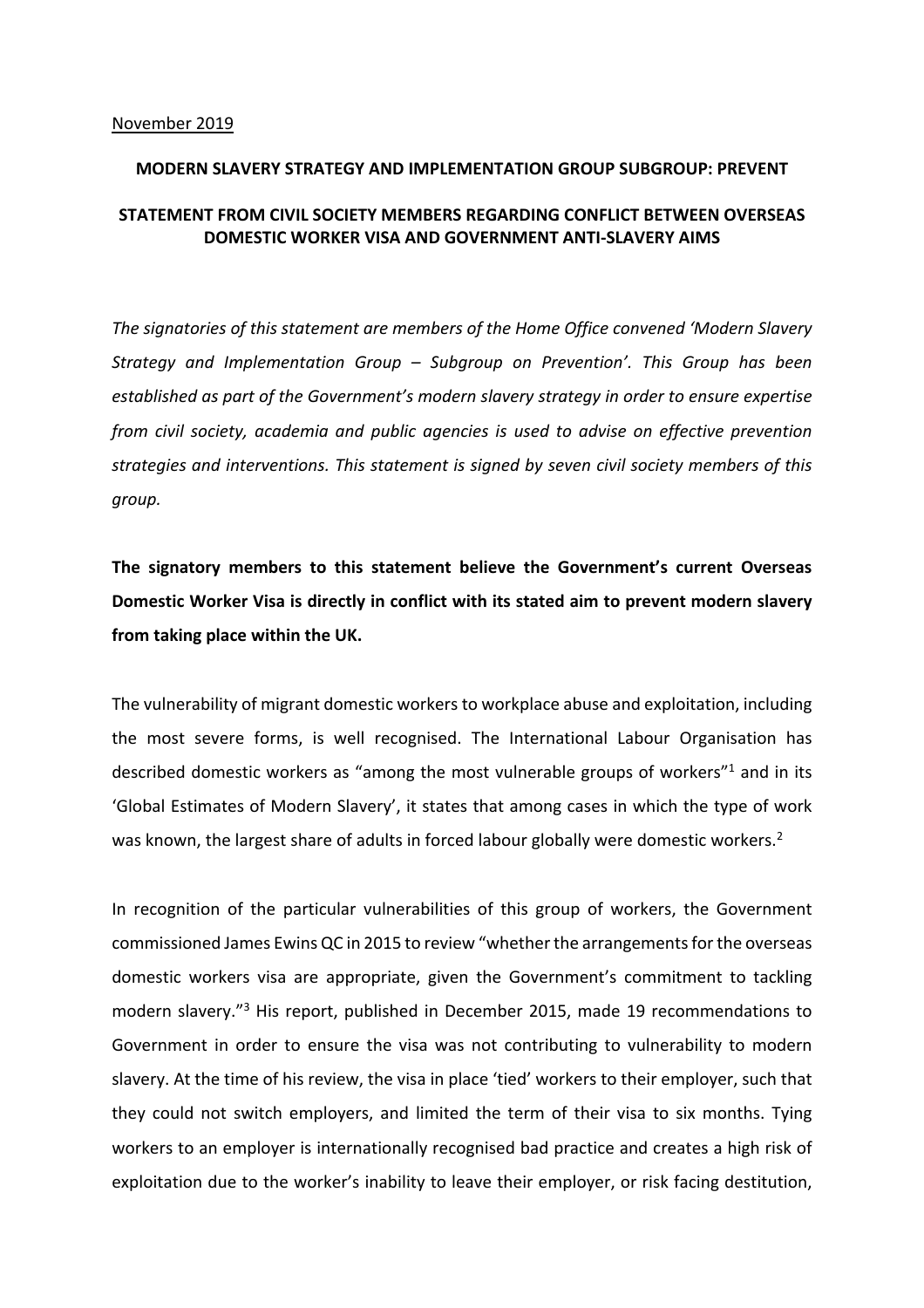November 2019

**MODERN SLAVERY STRATEGY AND IMPLEMENTATION GROUP SUBGROUP: PREVENT**

**STATEMENT FROM CIVIL SOCIETY MEMBERS REGARDING CONFLICT BETWEEN OVERSEAS DOMESTIC WORKER VISA AND GOVERNMENT ANTI-SLAVERY AIMS**

*The signatories of this statement are members of the Home Office convened 'Modern Slavery Strategy and Implementation Group – Subgroup on Prevention'. This Group has been established as part of the Government's modern slavery strategy in order to ensure expertise from civil society, academia and public agencies is used to advise on effective prevention strategies and interventions. This statement is signed by seven civil society members of this group.*

**The signatory members to this statement believe the Government's current Overseas Domestic Worker Visa is directly in conflict with its stated aim to prevent modern slavery from taking place within the UK.**

The vulnerability of migrant domestic workers to workplace abuse and exploitation, including the most severe forms, is well recognised. The International Labour Organisation has described domestic workers as "among the most vulnerable groups of workers"[1] and in its 'Global Estimates of Modern Slavery', it states that among cases in which the type of work was known, the largest share of adults in forced labour globally were domestic workers.[2]

In recognition of the particular vulnerabilities of this group of workers, the Government commissioned James Ewins QC in 2015 to review "whether the arrangements for the overseas domestic workers visa are appropriate, given the Government's commitment to tackling modern slavery."[3] His report, published in December 2015, made 19 recommendations to Government in order to ensure the visa was not contributing to vulnerability to modern slavery. At the time of his review, the visa in place 'tied' workers to their employer, such that they could not switch employers, and limited the term of their visa to six months. Tying workers to an employer is internationally recognised bad practice and creates a high risk of exploitation due to the worker's inability to leave their employer, or risk facing destitution,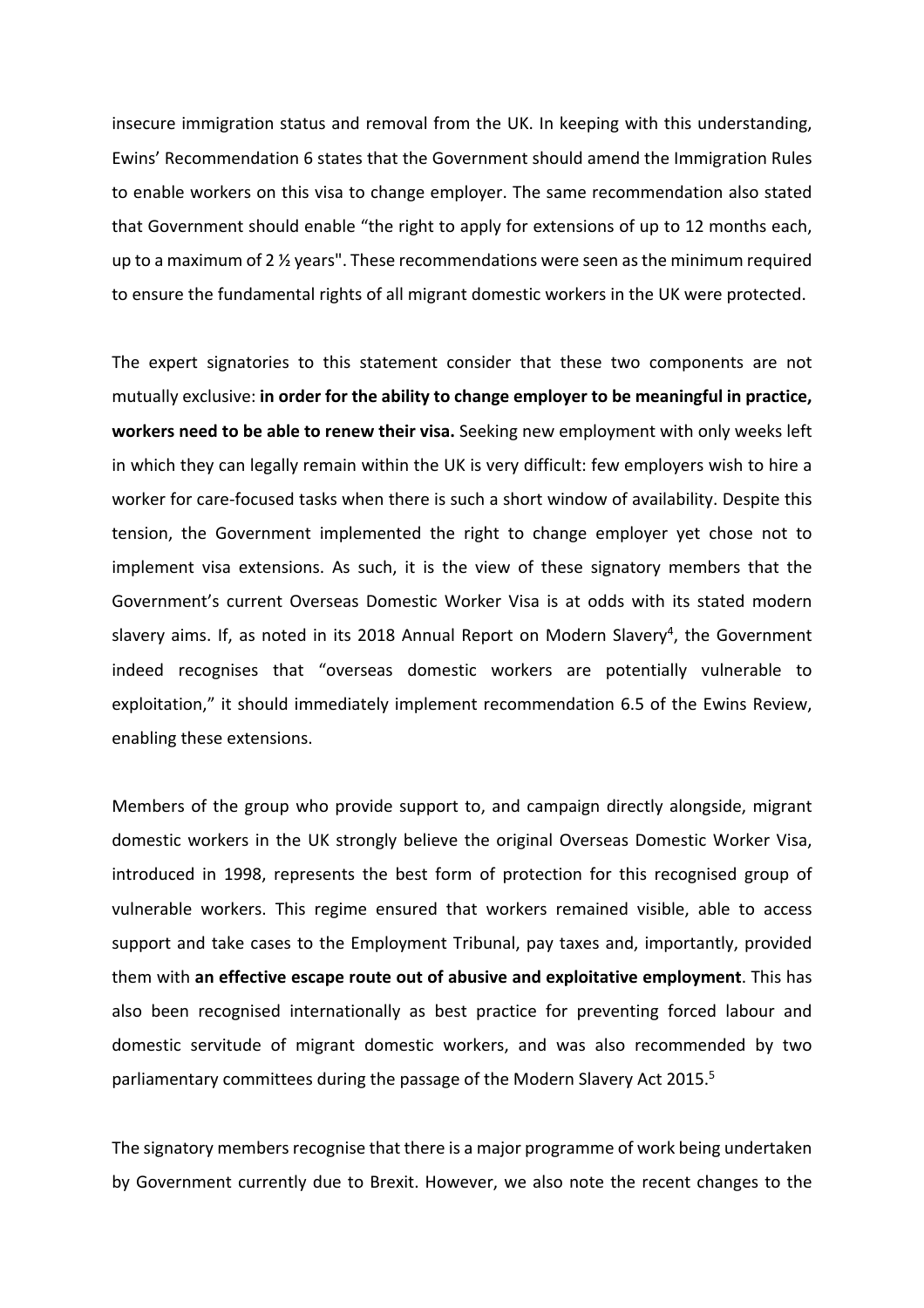insecure immigration status and removal from the UK. In keeping with this understanding, Ewins' Recommendation 6 states that the Government should amend the Immigration Rules to enable workers on this visa to change employer. The same recommendation also stated that Government should enable "the right to apply for extensions of up to 12 months each, up to a maximum of 2 ½ years". These recommendations were seen as the minimum required to ensure the fundamental rights of all migrant domestic workers in the UK were protected.

The expert signatories to this statement consider that these two components are not mutually exclusive: **in order for the ability to change employer to be meaningful in practice, workers need to be able to renew their visa.** Seeking new employment with only weeks left in which they can legally remain within the UK is very difficult: few employers wish to hire a worker for care-focused tasks when there is such a short window of availability. Despite this tension, the Government implemented the right to change employer yet chose not to implement visa extensions. As such, it is the view of these signatory members that the Government's current Overseas Domestic Worker Visa is at odds with its stated modern slavery aims. If, as noted in its 2018 Annual Report on Modern Slavery[4], the Government indeed recognises that "overseas domestic workers are potentially vulnerable to exploitation," it should immediately implement recommendation 6.5 of the Ewins Review, enabling these extensions.

Members of the group who provide support to, and campaign directly alongside, migrant domestic workers in the UK strongly believe the original Overseas Domestic Worker Visa, introduced in 1998, represents the best form of protection for this recognised group of vulnerable workers. This regime ensured that workers remained visible, able to access support and take cases to the Employment Tribunal, pay taxes and, importantly, provided them with **an effective escape route out of abusive and exploitative employment**. This has also been recognised internationally as best practice for preventing forced labour and domestic servitude of migrant domestic workers, and was also recommended by two parliamentary committees during the passage of the Modern Slavery Act 2015.[5]

The signatory members recognise that there is a major programme of work being undertaken by Government currently due to Brexit. However, we also note the recent changes to the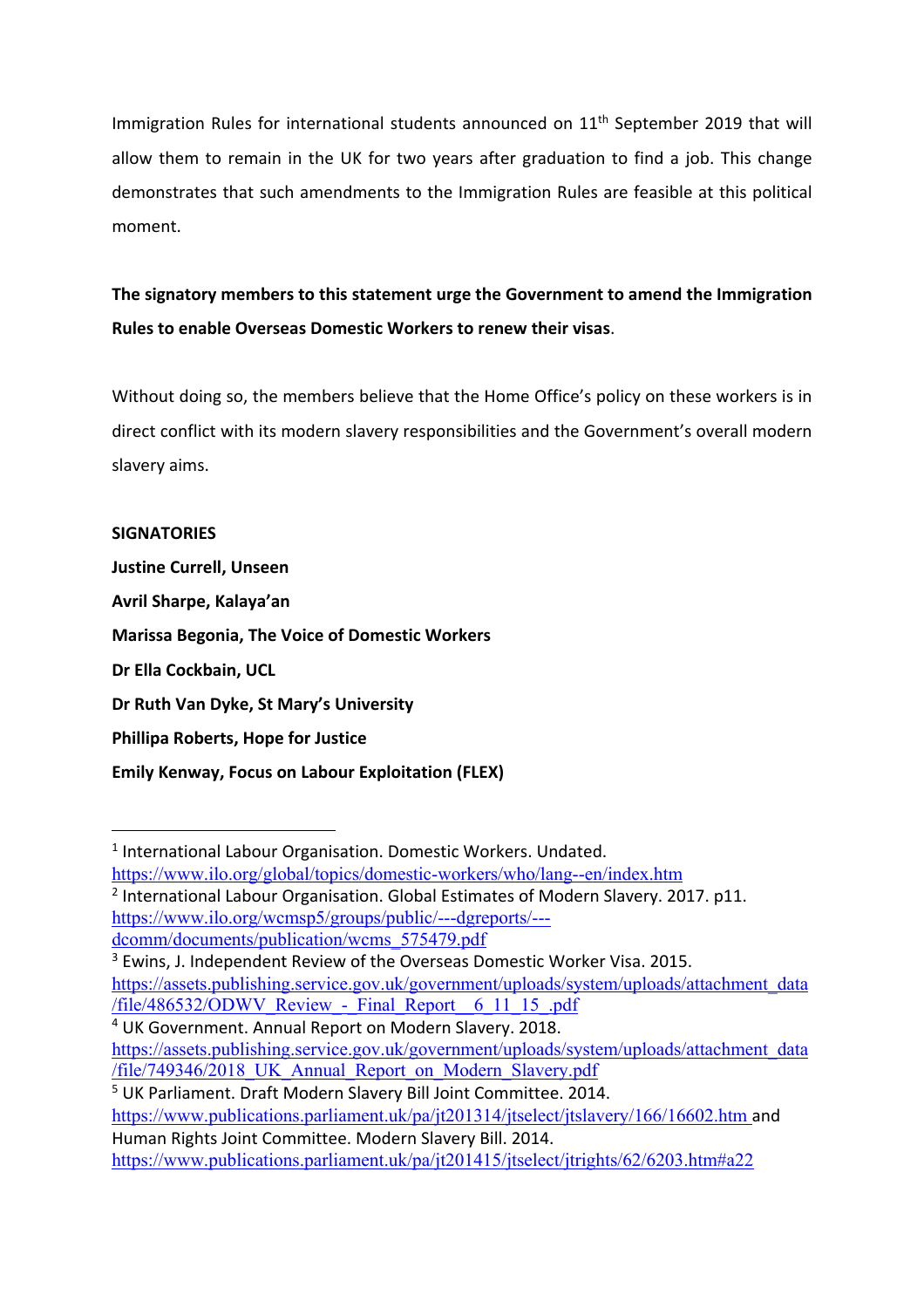Immigration Rules for international students announced on 11th September 2019 that will allow them to remain in the UK for two years after graduation to find a job. This change demonstrates that such amendments to the Immigration Rules are feasible at this political moment.

**The signatory members to this statement urge the Government to amend the Immigration Rules to enable Overseas Domestic Workers to renew their visas**.

Without doing so, the members believe that the Home Office's policy on these workers is in direct conflict with its modern slavery responsibilities and the Government's overall modern slavery aims.

**SIGNATORIES**

**Justine Currell, Unseen**

**Avril Sharpe, Kalaya'an**

**Marissa Begonia, The Voice of Domestic Workers**

**Dr Ella Cockbain, UCL**

**Dr Ruth Van Dyke, St Mary's University**

**Phillipa Roberts, Hope for Justice**

**Emily Kenway, Focus on Labour Exploitation (FLEX)**

---

[1] International Labour Organisation. Domestic Workers. Undated. https://www.ilo.org/global/topics/domestic-workers/who/lang--en/index.htm

[2] International Labour Organisation. Global Estimates of Modern Slavery. 2017. p11. https://www.ilo.org/wcmsp5/groups/public/---dgreports/---dcomm/documents/publication/wcms_575479.pdf

[3] Ewins, J. Independent Review of the Overseas Domestic Worker Visa. 2015. https://assets.publishing.service.gov.uk/government/uploads/system/uploads/attachment_data/file/486532/ODWV_Review_-_Final_Report__6_11_15_.pdf

[4] UK Government. Annual Report on Modern Slavery. 2018. https://assets.publishing.service.gov.uk/government/uploads/system/uploads/attachment_data/file/749346/2018_UK_Annual_Report_on_Modern_Slavery.pdf

[5] UK Parliament. Draft Modern Slavery Bill Joint Committee. 2014. https://www.publications.parliament.uk/pa/jt201314/jtselect/jtslavery/166/16602.htm and Human Rights Joint Committee. Modern Slavery Bill. 2014. https://www.publications.parliament.uk/pa/jt201415/jtselect/jtrights/62/6203.htm#a22